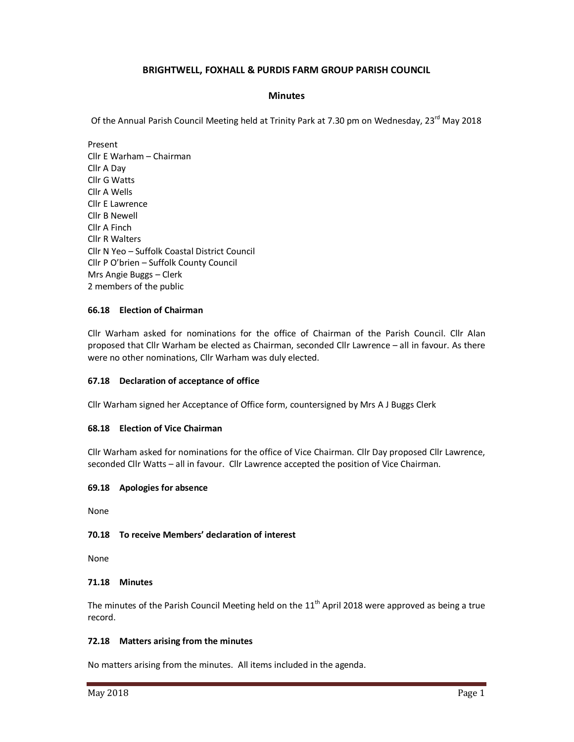# BRIGHTWELL, FOXHALL & PURDIS FARM GROUP PARISH COUNCIL

## Minutes

Of the Annual Parish Council Meeting held at Trinity Park at 7.30 pm on Wednesday, 23rd May 2018

Present
Cllr E Warham – Chairman
Cllr A Day
Cllr G Watts
Cllr A Wells
Cllr E Lawrence
Cllr B Newell
Cllr A Finch
Cllr R Walters
Cllr N Yeo – Suffolk Coastal District Council
Cllr P O'brien – Suffolk County Council
Mrs Angie Buggs – Clerk
2 members of the public

### 66.18 Election of Chairman

Cllr Warham asked for nominations for the office of Chairman of the Parish Council. Cllr Alan proposed that Cllr Warham be elected as Chairman, seconded Cllr Lawrence – all in favour. As there were no other nominations, Cllr Warham was duly elected.

### 67.18 Declaration of acceptance of office

Cllr Warham signed her Acceptance of Office form, countersigned by Mrs A J Buggs Clerk

### 68.18 Election of Vice Chairman

Cllr Warham asked for nominations for the office of Vice Chairman. Cllr Day proposed Cllr Lawrence, seconded Cllr Watts – all in favour. Cllr Lawrence accepted the position of Vice Chairman.

### 69.18 Apologies for absence

None

### 70.18 To receive Members' declaration of interest

None

### 71.18 Minutes

The minutes of the Parish Council Meeting held on the 11th April 2018 were approved as being a true record.

### 72.18 Matters arising from the minutes

No matters arising from the minutes. All items included in the agenda.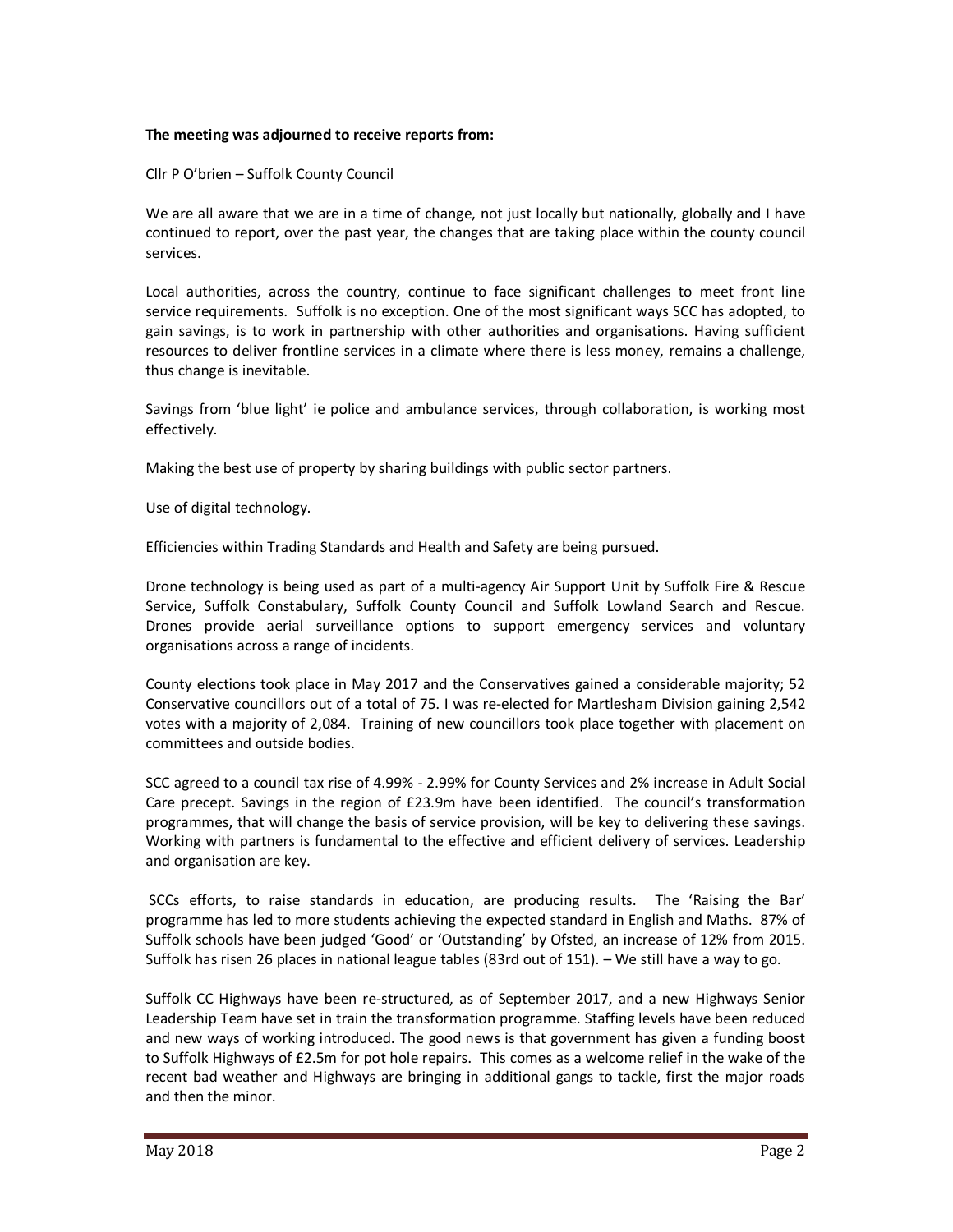**The meeting was adjourned to receive reports from:**

Cllr P O'brien – Suffolk County Council

We are all aware that we are in a time of change, not just locally but nationally, globally and I have continued to report, over the past year, the changes that are taking place within the county council services.

Local authorities, across the country, continue to face significant challenges to meet front line service requirements. Suffolk is no exception. One of the most significant ways SCC has adopted, to gain savings, is to work in partnership with other authorities and organisations. Having sufficient resources to deliver frontline services in a climate where there is less money, remains a challenge, thus change is inevitable.

Savings from 'blue light' ie police and ambulance services, through collaboration, is working most effectively.

Making the best use of property by sharing buildings with public sector partners.

Use of digital technology.

Efficiencies within Trading Standards and Health and Safety are being pursued.

Drone technology is being used as part of a multi-agency Air Support Unit by Suffolk Fire & Rescue Service, Suffolk Constabulary, Suffolk County Council and Suffolk Lowland Search and Rescue. Drones provide aerial surveillance options to support emergency services and voluntary organisations across a range of incidents.

County elections took place in May 2017 and the Conservatives gained a considerable majority; 52 Conservative councillors out of a total of 75. I was re-elected for Martlesham Division gaining 2,542 votes with a majority of 2,084. Training of new councillors took place together with placement on committees and outside bodies.

SCC agreed to a council tax rise of 4.99% - 2.99% for County Services and 2% increase in Adult Social Care precept. Savings in the region of £23.9m have been identified. The council's transformation programmes, that will change the basis of service provision, will be key to delivering these savings. Working with partners is fundamental to the effective and efficient delivery of services. Leadership and organisation are key.

SCCs efforts, to raise standards in education, are producing results. The 'Raising the Bar' programme has led to more students achieving the expected standard in English and Maths. 87% of Suffolk schools have been judged 'Good' or 'Outstanding' by Ofsted, an increase of 12% from 2015. Suffolk has risen 26 places in national league tables (83rd out of 151). – We still have a way to go.

Suffolk CC Highways have been re-structured, as of September 2017, and a new Highways Senior Leadership Team have set in train the transformation programme. Staffing levels have been reduced and new ways of working introduced. The good news is that government has given a funding boost to Suffolk Highways of £2.5m for pot hole repairs. This comes as a welcome relief in the wake of the recent bad weather and Highways are bringing in additional gangs to tackle, first the major roads and then the minor.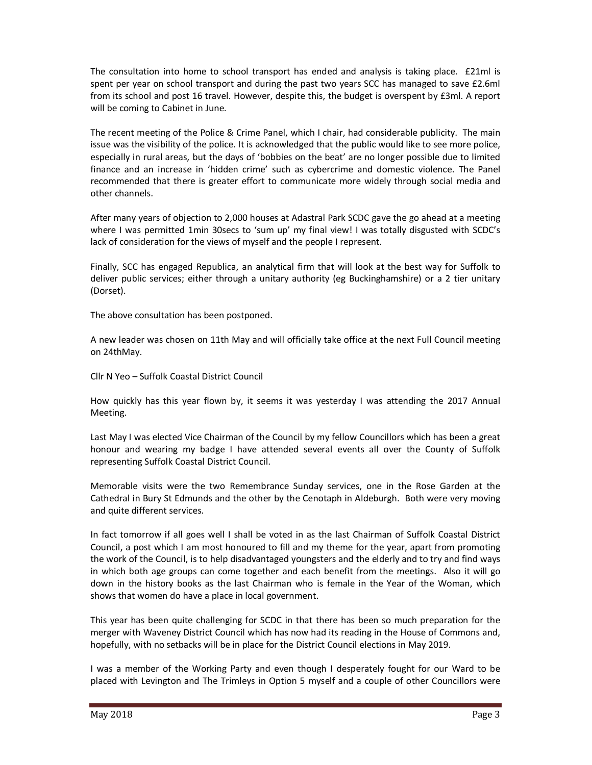The consultation into home to school transport has ended and analysis is taking place. £21ml is spent per year on school transport and during the past two years SCC has managed to save £2.6ml from its school and post 16 travel. However, despite this, the budget is overspent by £3ml. A report will be coming to Cabinet in June.

The recent meeting of the Police & Crime Panel, which I chair, had considerable publicity. The main issue was the visibility of the police. It is acknowledged that the public would like to see more police, especially in rural areas, but the days of 'bobbies on the beat' are no longer possible due to limited finance and an increase in 'hidden crime' such as cybercrime and domestic violence. The Panel recommended that there is greater effort to communicate more widely through social media and other channels.

After many years of objection to 2,000 houses at Adastral Park SCDC gave the go ahead at a meeting where I was permitted 1min 30secs to 'sum up' my final view! I was totally disgusted with SCDC's lack of consideration for the views of myself and the people I represent.

Finally, SCC has engaged Republica, an analytical firm that will look at the best way for Suffolk to deliver public services; either through a unitary authority (eg Buckinghamshire) or a 2 tier unitary (Dorset).

The above consultation has been postponed.

A new leader was chosen on 11th May and will officially take office at the next Full Council meeting on 24thMay.

Cllr N Yeo – Suffolk Coastal District Council

How quickly has this year flown by, it seems it was yesterday I was attending the 2017 Annual Meeting.

Last May I was elected Vice Chairman of the Council by my fellow Councillors which has been a great honour and wearing my badge I have attended several events all over the County of Suffolk representing Suffolk Coastal District Council.

Memorable visits were the two Remembrance Sunday services, one in the Rose Garden at the Cathedral in Bury St Edmunds and the other by the Cenotaph in Aldeburgh. Both were very moving and quite different services.

In fact tomorrow if all goes well I shall be voted in as the last Chairman of Suffolk Coastal District Council, a post which I am most honoured to fill and my theme for the year, apart from promoting the work of the Council, is to help disadvantaged youngsters and the elderly and to try and find ways in which both age groups can come together and each benefit from the meetings. Also it will go down in the history books as the last Chairman who is female in the Year of the Woman, which shows that women do have a place in local government.

This year has been quite challenging for SCDC in that there has been so much preparation for the merger with Waveney District Council which has now had its reading in the House of Commons and, hopefully, with no setbacks will be in place for the District Council elections in May 2019.

I was a member of the Working Party and even though I desperately fought for our Ward to be placed with Levington and The Trimleys in Option 5 myself and a couple of other Councillors were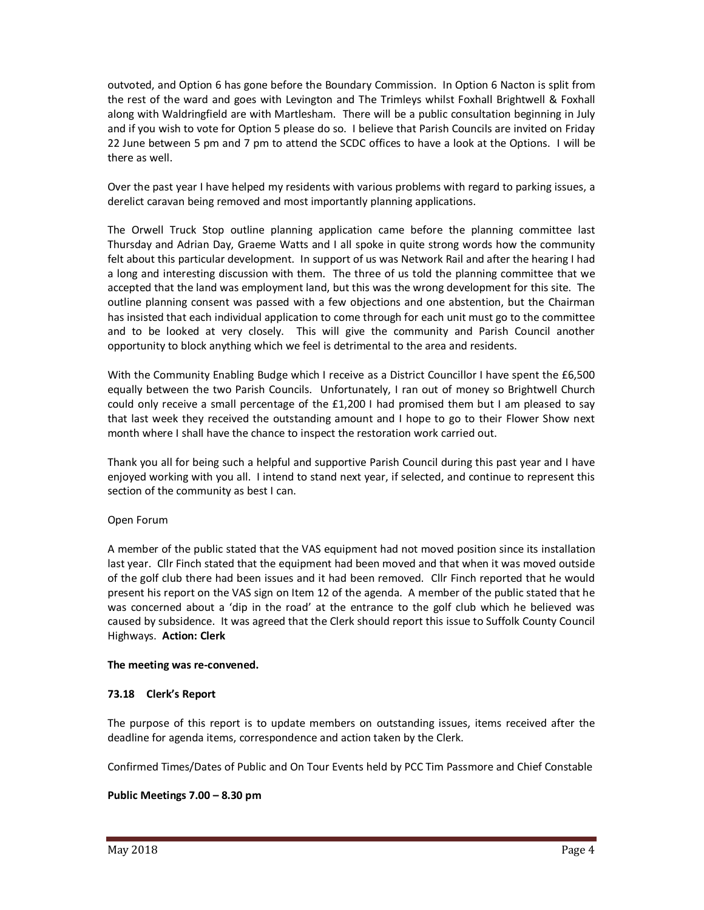outvoted, and Option 6 has gone before the Boundary Commission. In Option 6 Nacton is split from the rest of the ward and goes with Levington and The Trimleys whilst Foxhall Brightwell & Foxhall along with Waldringfield are with Martlesham. There will be a public consultation beginning in July and if you wish to vote for Option 5 please do so. I believe that Parish Councils are invited on Friday 22 June between 5 pm and 7 pm to attend the SCDC offices to have a look at the Options. I will be there as well.

Over the past year I have helped my residents with various problems with regard to parking issues, a derelict caravan being removed and most importantly planning applications.

The Orwell Truck Stop outline planning application came before the planning committee last Thursday and Adrian Day, Graeme Watts and I all spoke in quite strong words how the community felt about this particular development. In support of us was Network Rail and after the hearing I had a long and interesting discussion with them. The three of us told the planning committee that we accepted that the land was employment land, but this was the wrong development for this site. The outline planning consent was passed with a few objections and one abstention, but the Chairman has insisted that each individual application to come through for each unit must go to the committee and to be looked at very closely. This will give the community and Parish Council another opportunity to block anything which we feel is detrimental to the area and residents.

With the Community Enabling Budge which I receive as a District Councillor I have spent the £6,500 equally between the two Parish Councils. Unfortunately, I ran out of money so Brightwell Church could only receive a small percentage of the £1,200 I had promised them but I am pleased to say that last week they received the outstanding amount and I hope to go to their Flower Show next month where I shall have the chance to inspect the restoration work carried out.

Thank you all for being such a helpful and supportive Parish Council during this past year and I have enjoyed working with you all. I intend to stand next year, if selected, and continue to represent this section of the community as best I can.

Open Forum

A member of the public stated that the VAS equipment had not moved position since its installation last year. Cllr Finch stated that the equipment had been moved and that when it was moved outside of the golf club there had been issues and it had been removed. Cllr Finch reported that he would present his report on the VAS sign on Item 12 of the agenda. A member of the public stated that he was concerned about a 'dip in the road' at the entrance to the golf club which he believed was caused by subsidence. It was agreed that the Clerk should report this issue to Suffolk County Council Highways. **Action: Clerk**

**The meeting was re-convened.**

### 73.18 Clerk's Report

The purpose of this report is to update members on outstanding issues, items received after the deadline for agenda items, correspondence and action taken by the Clerk.

Confirmed Times/Dates of Public and On Tour Events held by PCC Tim Passmore and Chief Constable

**Public Meetings 7.00 – 8.30 pm**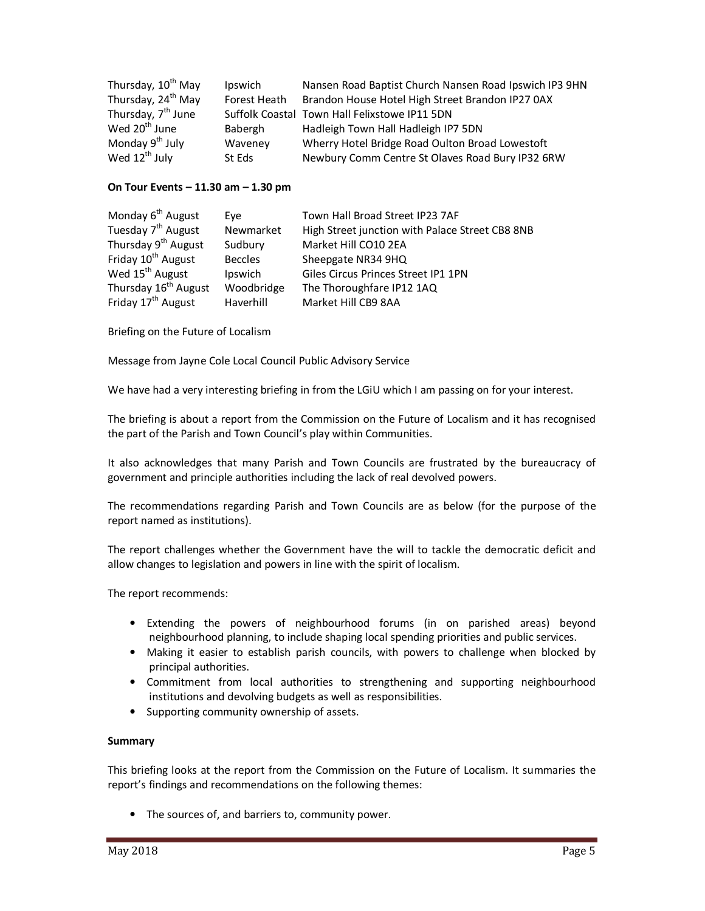| | | |
|---|---|---|
| Thursday, 10th May | Ipswich | Nansen Road Baptist Church Nansen Road Ipswich IP3 9HN |
| Thursday, 24th May | Forest Heath | Brandon House Hotel High Street Brandon IP27 0AX |
| Thursday, 7th June | Suffolk Coastal | Town Hall Felixstowe IP11 5DN |
| Wed 20th June | Babergh | Hadleigh Town Hall Hadleigh IP7 5DN |
| Monday 9th July | Waveney | Wherry Hotel Bridge Road Oulton Broad Lowestoft |
| Wed 12th July | St Eds | Newbury Comm Centre St Olaves Road Bury IP32 6RW |

**On Tour Events – 11.30 am – 1.30 pm**

| | | |
|---|---|---|
| Monday 6th August | Eye | Town Hall Broad Street IP23 7AF |
| Tuesday 7th August | Newmarket | High Street junction with Palace Street CB8 8NB |
| Thursday 9th August | Sudbury | Market Hill CO10 2EA |
| Friday 10th August | Beccles | Sheepgate NR34 9HQ |
| Wed 15th August | Ipswich | Giles Circus Princes Street IP1 1PN |
| Thursday 16th August | Woodbridge | The Thoroughfare IP12 1AQ |
| Friday 17th August | Haverhill | Market Hill CB9 8AA |

Briefing on the Future of Localism

Message from Jayne Cole Local Council Public Advisory Service

We have had a very interesting briefing in from the LGiU which I am passing on for your interest.

The briefing is about a report from the Commission on the Future of Localism and it has recognised the part of the Parish and Town Council's play within Communities.

It also acknowledges that many Parish and Town Councils are frustrated by the bureaucracy of government and principle authorities including the lack of real devolved powers.

The recommendations regarding Parish and Town Councils are as below (for the purpose of the report named as institutions).

The report challenges whether the Government have the will to tackle the democratic deficit and allow changes to legislation and powers in line with the spirit of localism.

The report recommends:

- Extending the powers of neighbourhood forums (in on parished areas) beyond neighbourhood planning, to include shaping local spending priorities and public services.
- Making it easier to establish parish councils, with powers to challenge when blocked by principal authorities.
- Commitment from local authorities to strengthening and supporting neighbourhood institutions and devolving budgets as well as responsibilities.
- Supporting community ownership of assets.

**Summary**

This briefing looks at the report from the Commission on the Future of Localism. It summaries the report's findings and recommendations on the following themes:

- The sources of, and barriers to, community power.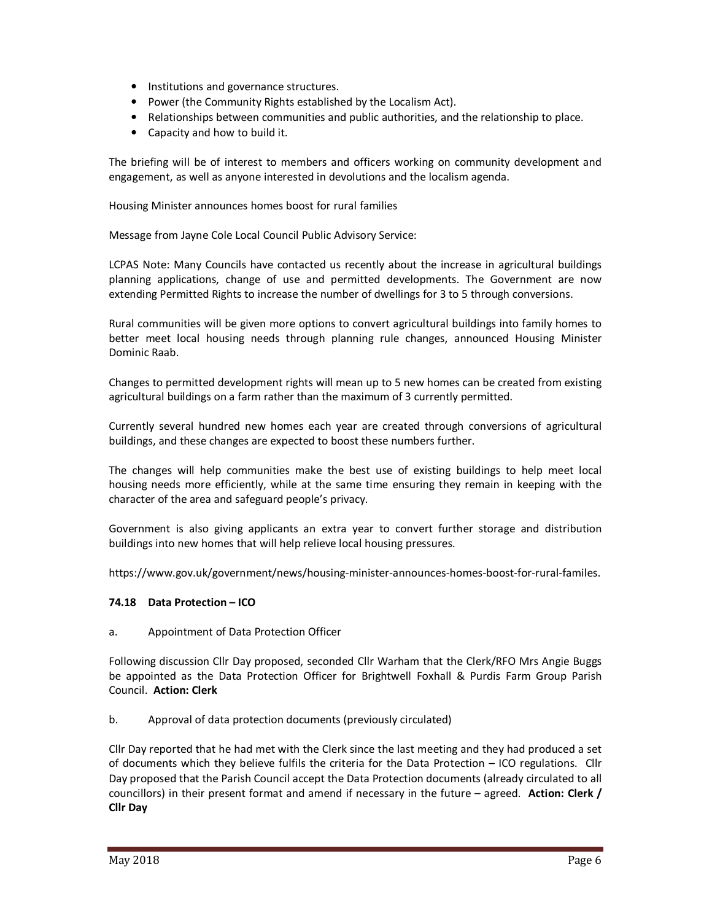- Institutions and governance structures.
- Power (the Community Rights established by the Localism Act).
- Relationships between communities and public authorities, and the relationship to place.
- Capacity and how to build it.

The briefing will be of interest to members and officers working on community development and engagement, as well as anyone interested in devolutions and the localism agenda.

Housing Minister announces homes boost for rural families

Message from Jayne Cole Local Council Public Advisory Service:

LCPAS Note: Many Councils have contacted us recently about the increase in agricultural buildings planning applications, change of use and permitted developments. The Government are now extending Permitted Rights to increase the number of dwellings for 3 to 5 through conversions.

Rural communities will be given more options to convert agricultural buildings into family homes to better meet local housing needs through planning rule changes, announced Housing Minister Dominic Raab.

Changes to permitted development rights will mean up to 5 new homes can be created from existing agricultural buildings on a farm rather than the maximum of 3 currently permitted.

Currently several hundred new homes each year are created through conversions of agricultural buildings, and these changes are expected to boost these numbers further.

The changes will help communities make the best use of existing buildings to help meet local housing needs more efficiently, while at the same time ensuring they remain in keeping with the character of the area and safeguard people's privacy.

Government is also giving applicants an extra year to convert further storage and distribution buildings into new homes that will help relieve local housing pressures.

https://www.gov.uk/government/news/housing-minister-announces-homes-boost-for-rural-familes.

**74.18 Data Protection – ICO**

a. Appointment of Data Protection Officer

Following discussion Cllr Day proposed, seconded Cllr Warham that the Clerk/RFO Mrs Angie Buggs be appointed as the Data Protection Officer for Brightwell Foxhall & Purdis Farm Group Parish Council. **Action: Clerk**

b. Approval of data protection documents (previously circulated)

Cllr Day reported that he had met with the Clerk since the last meeting and they had produced a set of documents which they believe fulfils the criteria for the Data Protection – ICO regulations. Cllr Day proposed that the Parish Council accept the Data Protection documents (already circulated to all councillors) in their present format and amend if necessary in the future – agreed. **Action: Clerk / Cllr Day**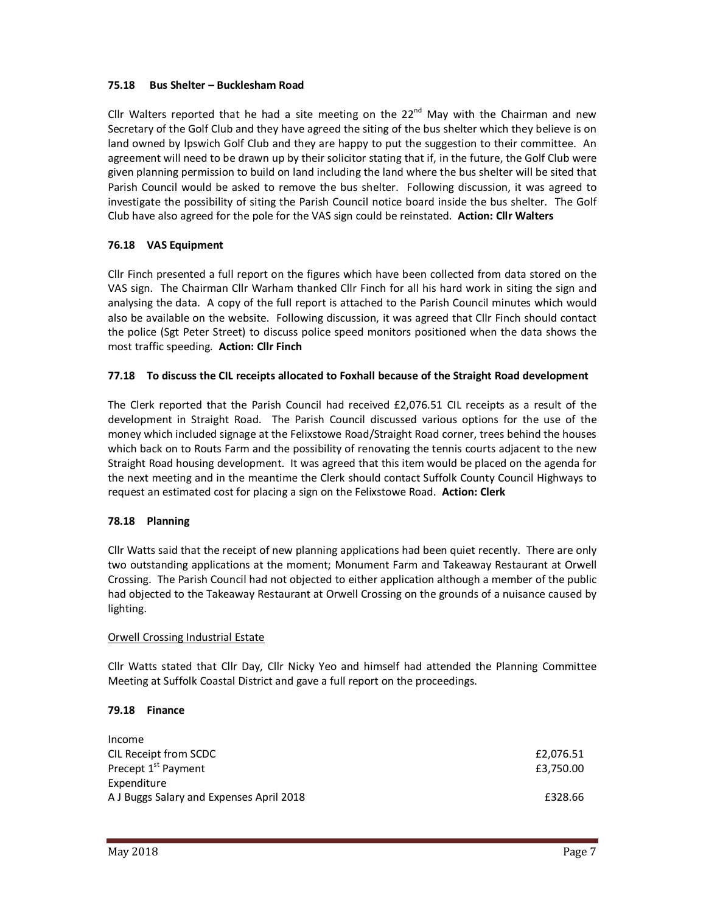#### 75.18 Bus Shelter – Bucklesham Road

Cllr Walters reported that he had a site meeting on the 22nd May with the Chairman and new Secretary of the Golf Club and they have agreed the siting of the bus shelter which they believe is on land owned by Ipswich Golf Club and they are happy to put the suggestion to their committee. An agreement will need to be drawn up by their solicitor stating that if, in the future, the Golf Club were given planning permission to build on land including the land where the bus shelter will be sited that Parish Council would be asked to remove the bus shelter. Following discussion, it was agreed to investigate the possibility of siting the Parish Council notice board inside the bus shelter. The Golf Club have also agreed for the pole for the VAS sign could be reinstated. **Action: Cllr Walters**

#### 76.18 VAS Equipment

Cllr Finch presented a full report on the figures which have been collected from data stored on the VAS sign. The Chairman Cllr Warham thanked Cllr Finch for all his hard work in siting the sign and analysing the data. A copy of the full report is attached to the Parish Council minutes which would also be available on the website. Following discussion, it was agreed that Cllr Finch should contact the police (Sgt Peter Street) to discuss police speed monitors positioned when the data shows the most traffic speeding. **Action: Cllr Finch**

#### 77.18 To discuss the CIL receipts allocated to Foxhall because of the Straight Road development

The Clerk reported that the Parish Council had received £2,076.51 CIL receipts as a result of the development in Straight Road. The Parish Council discussed various options for the use of the money which included signage at the Felixstowe Road/Straight Road corner, trees behind the houses which back on to Routs Farm and the possibility of renovating the tennis courts adjacent to the new Straight Road housing development. It was agreed that this item would be placed on the agenda for the next meeting and in the meantime the Clerk should contact Suffolk County Council Highways to request an estimated cost for placing a sign on the Felixstowe Road. **Action: Clerk**

#### 78.18 Planning

Cllr Watts said that the receipt of new planning applications had been quiet recently. There are only two outstanding applications at the moment; Monument Farm and Takeaway Restaurant at Orwell Crossing. The Parish Council had not objected to either application although a member of the public had objected to the Takeaway Restaurant at Orwell Crossing on the grounds of a nuisance caused by lighting.

<u>Orwell Crossing Industrial Estate</u>

Cllr Watts stated that Cllr Day, Cllr Nicky Yeo and himself had attended the Planning Committee Meeting at Suffolk Coastal District and gave a full report on the proceedings.

#### 79.18 Finance

| | |
|---|---|
| Income | |
| CIL Receipt from SCDC | £2,076.51 |
| Precept 1st Payment | £3,750.00 |
| Expenditure | |
| A J Buggs Salary and Expenses April 2018 | £328.66 |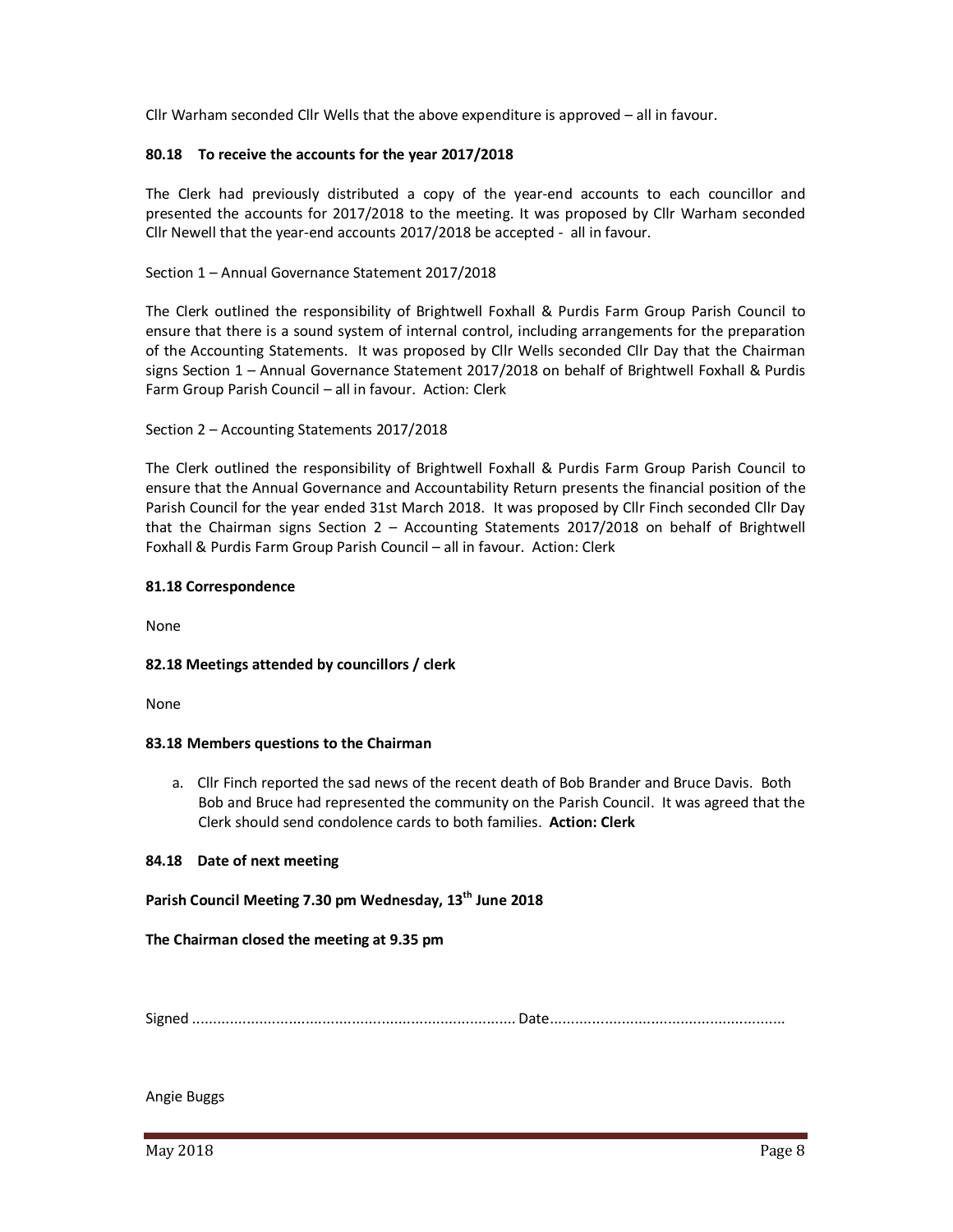Cllr Warham seconded Cllr Wells that the above expenditure is approved – all in favour.

### 80.18 To receive the accounts for the year 2017/2018

The Clerk had previously distributed a copy of the year-end accounts to each councillor and presented the accounts for 2017/2018 to the meeting. It was proposed by Cllr Warham seconded Cllr Newell that the year-end accounts 2017/2018 be accepted - all in favour.

Section 1 – Annual Governance Statement 2017/2018

The Clerk outlined the responsibility of Brightwell Foxhall & Purdis Farm Group Parish Council to ensure that there is a sound system of internal control, including arrangements for the preparation of the Accounting Statements. It was proposed by Cllr Wells seconded Cllr Day that the Chairman signs Section 1 – Annual Governance Statement 2017/2018 on behalf of Brightwell Foxhall & Purdis Farm Group Parish Council – all in favour. Action: Clerk

Section 2 – Accounting Statements 2017/2018

The Clerk outlined the responsibility of Brightwell Foxhall & Purdis Farm Group Parish Council to ensure that the Annual Governance and Accountability Return presents the financial position of the Parish Council for the year ended 31st March 2018. It was proposed by Cllr Finch seconded Cllr Day that the Chairman signs Section 2 – Accounting Statements 2017/2018 on behalf of Brightwell Foxhall & Purdis Farm Group Parish Council – all in favour. Action: Clerk

### 81.18 Correspondence

None

### 82.18 Meetings attended by councillors / clerk

None

### 83.18 Members questions to the Chairman

a. Cllr Finch reported the sad news of the recent death of Bob Brander and Bruce Davis. Both Bob and Bruce had represented the community on the Parish Council. It was agreed that the Clerk should send condolence cards to both families. **Action: Clerk**

### 84.18 Date of next meeting

**Parish Council Meeting 7.30 pm Wednesday, 13th June 2018**

**The Chairman closed the meeting at 9.35 pm**

Signed ............................................................................ Date.......................................................

Angie Buggs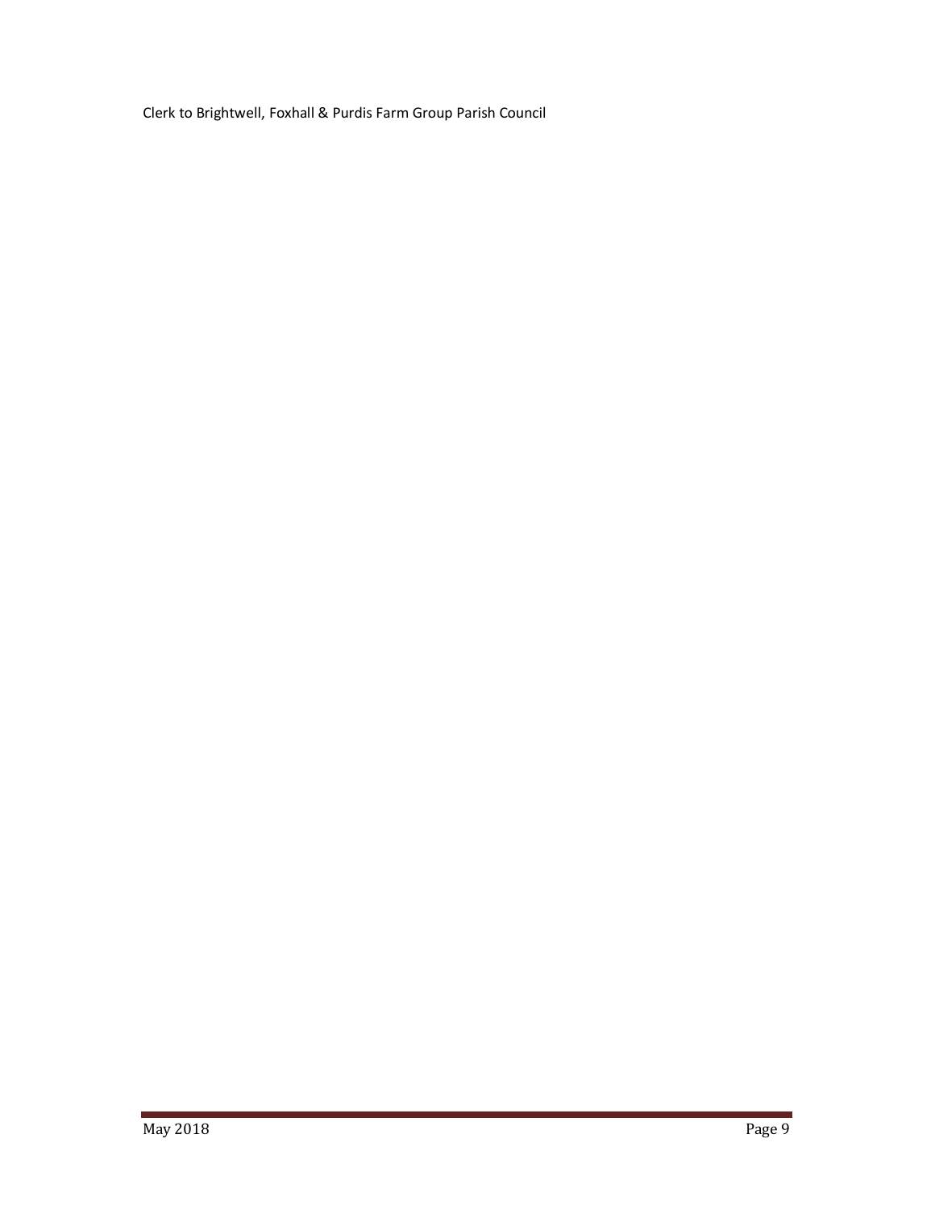Clerk to Brightwell, Foxhall & Purdis Farm Group Parish Council